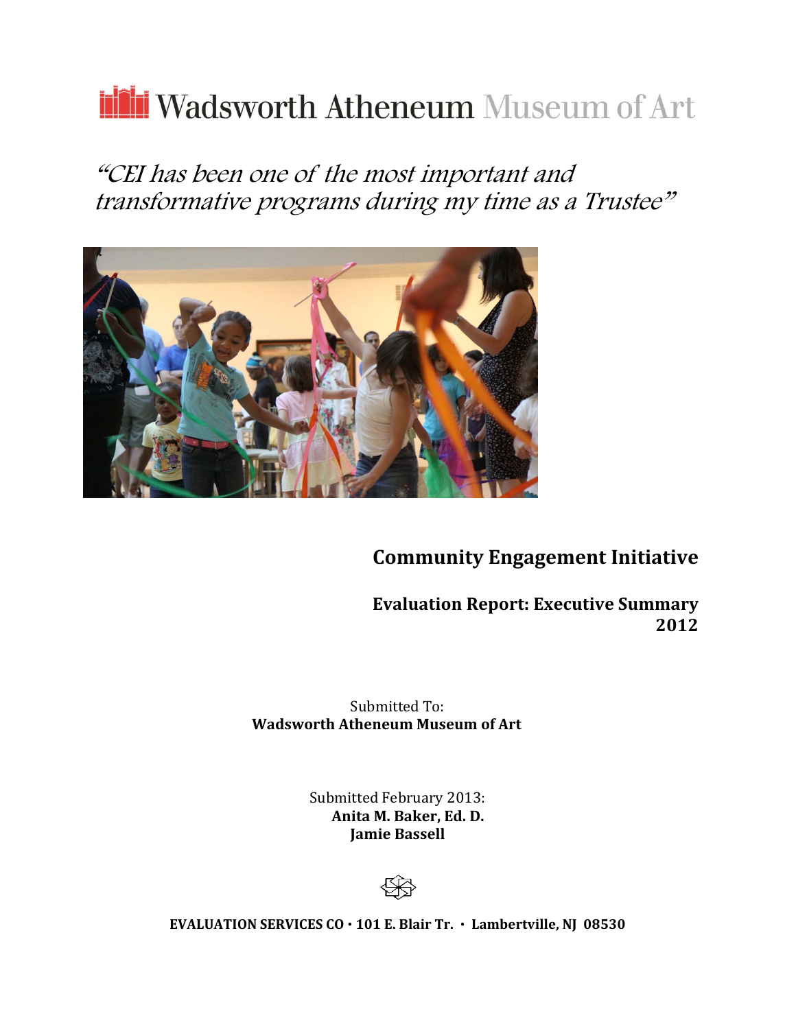# Wadsworth Atheneum Museum of Art

*"CEI has been one of the most important and transformative programs during my time as a Trustee"*

## Community Engagement Initiative

**Evaluation Report: Executive Summary**
**2012**

Submitted To:
**Wadsworth Atheneum Museum of Art**

Submitted February 2013:
**Anita M. Baker, Ed. D.**
**Jamie Bassell**

**EVALUATION SERVICES CO • 101 E. Blair Tr. • Lambertville, NJ 08530**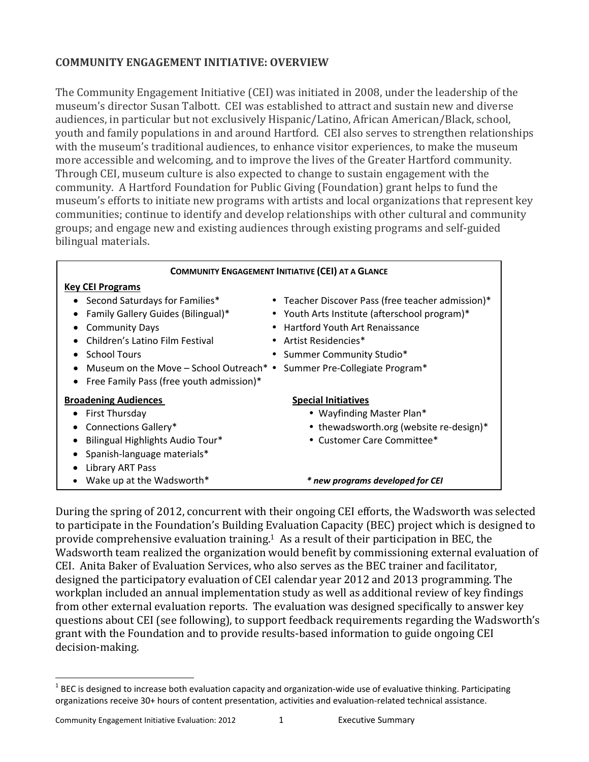## COMMUNITY ENGAGEMENT INITIATIVE: OVERVIEW

The Community Engagement Initiative (CEI) was initiated in 2008, under the leadership of the museum's director Susan Talbott. CEI was established to attract and sustain new and diverse audiences, in particular but not exclusively Hispanic/Latino, African American/Black, school, youth and family populations in and around Hartford. CEI also serves to strengthen relationships with the museum's traditional audiences, to enhance visitor experiences, to make the museum more accessible and welcoming, and to improve the lives of the Greater Hartford community. Through CEI, museum culture is also expected to change to sustain engagement with the community. A Hartford Foundation for Public Giving (Foundation) grant helps to fund the museum's efforts to initiate new programs with artists and local organizations that represent key communities; continue to identify and develop relationships with other cultural and community groups; and engage new and existing audiences through existing programs and self-guided bilingual materials.

**COMMUNITY ENGAGEMENT INITIATIVE (CEI) AT A GLANCE**

**Key CEI Programs**

- Second Saturdays for Families*
- Family Gallery Guides (Bilingual)*
- Community Days
- Children's Latino Film Festival
- School Tours
- Museum on the Move – School Outreach*
- Free Family Pass (free youth admission)*
- Teacher Discover Pass (free teacher admission)*
- Youth Arts Institute (afterschool program)*
- Hartford Youth Art Renaissance
- Artist Residencies*
- Summer Community Studio*
- Summer Pre-Collegiate Program*

**Broadening Audiences**

- First Thursday
- Connections Gallery*
- Bilingual Highlights Audio Tour*
- Spanish-language materials*
- Library ART Pass
- Wake up at the Wadsworth*

**Special Initiatives**

- Wayfinding Master Plan*
- thewadsworth.org (website re-design)*
- Customer Care Committee*

*** new programs developed for CEI***

During the spring of 2012, concurrent with their ongoing CEI efforts, the Wadsworth was selected to participate in the Foundation's Building Evaluation Capacity (BEC) project which is designed to provide comprehensive evaluation training.[1] As a result of their participation in BEC, the Wadsworth team realized the organization would benefit by commissioning external evaluation of CEI. Anita Baker of Evaluation Services, who also serves as the BEC trainer and facilitator, designed the participatory evaluation of CEI calendar year 2012 and 2013 programming. The workplan included an annual implementation study as well as additional review of key findings from other external evaluation reports. The evaluation was designed specifically to answer key questions about CEI (see following), to support feedback requirements regarding the Wadsworth's grant with the Foundation and to provide results-based information to guide ongoing CEI decision-making.

[1] BEC is designed to increase both evaluation capacity and organization-wide use of evaluative thinking. Participating organizations receive 30+ hours of content presentation, activities and evaluation-related technical assistance.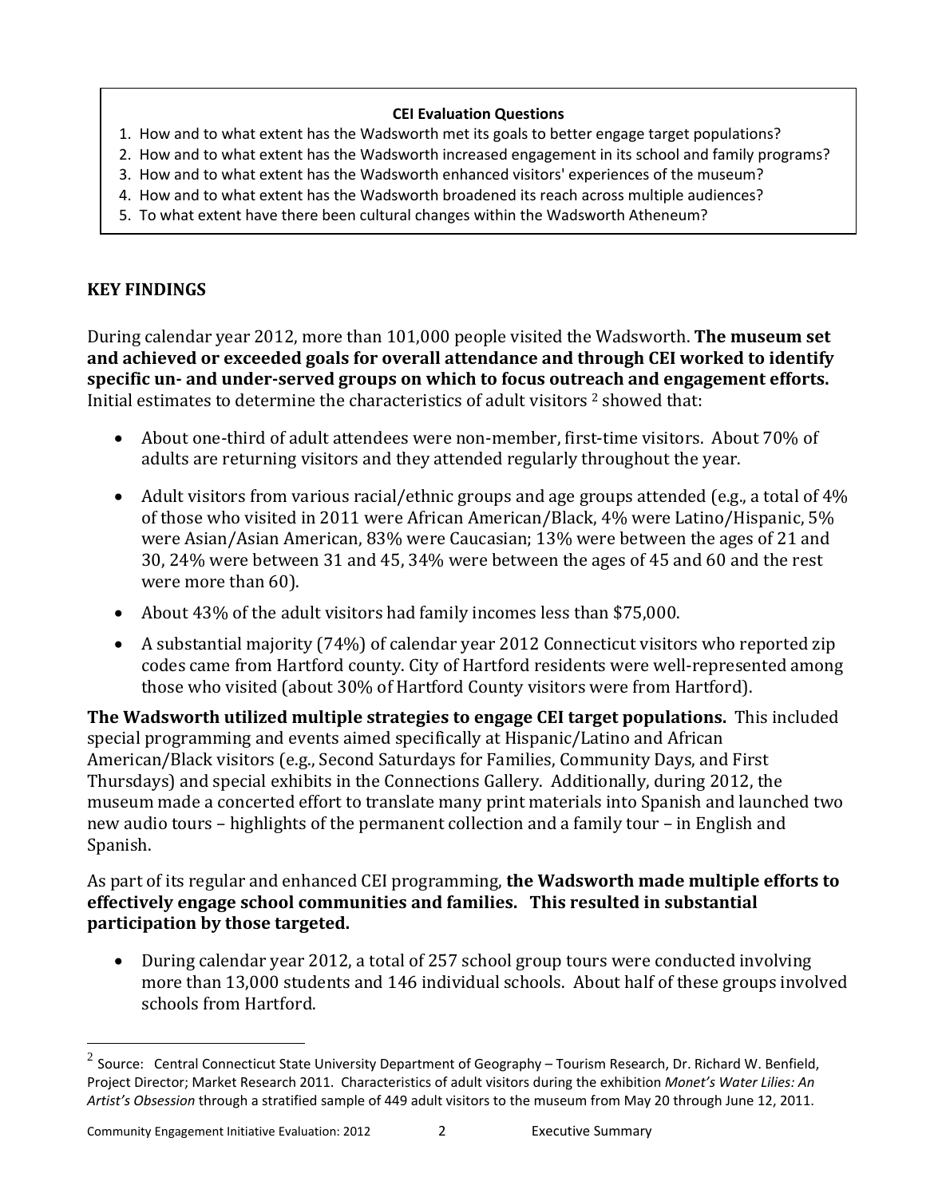**CEI Evaluation Questions**

1. How and to what extent has the Wadsworth met its goals to better engage target populations?
2. How and to what extent has the Wadsworth increased engagement in its school and family programs?
3. How and to what extent has the Wadsworth enhanced visitors' experiences of the museum?
4. How and to what extent has the Wadsworth broadened its reach across multiple audiences?
5. To what extent have there been cultural changes within the Wadsworth Atheneum?

## KEY FINDINGS

During calendar year 2012, more than 101,000 people visited the Wadsworth. **The museum set and achieved or exceeded goals for overall attendance and through CEI worked to identify specific un- and under-served groups on which to focus outreach and engagement efforts.** Initial estimates to determine the characteristics of adult visitors [2] showed that:

- About one-third of adult attendees were non-member, first-time visitors. About 70% of adults are returning visitors and they attended regularly throughout the year.
- Adult visitors from various racial/ethnic groups and age groups attended (e.g., a total of 4% of those who visited in 2011 were African American/Black, 4% were Latino/Hispanic, 5% were Asian/Asian American, 83% were Caucasian; 13% were between the ages of 21 and 30, 24% were between 31 and 45, 34% were between the ages of 45 and 60 and the rest were more than 60).
- About 43% of the adult visitors had family incomes less than $75,000.
- A substantial majority (74%) of calendar year 2012 Connecticut visitors who reported zip codes came from Hartford county. City of Hartford residents were well-represented among those who visited (about 30% of Hartford County visitors were from Hartford).

**The Wadsworth utilized multiple strategies to engage CEI target populations.** This included special programming and events aimed specifically at Hispanic/Latino and African American/Black visitors (e.g., Second Saturdays for Families, Community Days, and First Thursdays) and special exhibits in the Connections Gallery. Additionally, during 2012, the museum made a concerted effort to translate many print materials into Spanish and launched two new audio tours – highlights of the permanent collection and a family tour – in English and Spanish.

As part of its regular and enhanced CEI programming, **the Wadsworth made multiple efforts to effectively engage school communities and families. This resulted in substantial participation by those targeted.**

- During calendar year 2012, a total of 257 school group tours were conducted involving more than 13,000 students and 146 individual schools. About half of these groups involved schools from Hartford.

---

[2] Source: Central Connecticut State University Department of Geography – Tourism Research, Dr. Richard W. Benfield, Project Director; Market Research 2011. Characteristics of adult visitors during the exhibition *Monet's Water Lilies: An Artist's Obsession* through a stratified sample of 449 adult visitors to the museum from May 20 through June 12, 2011.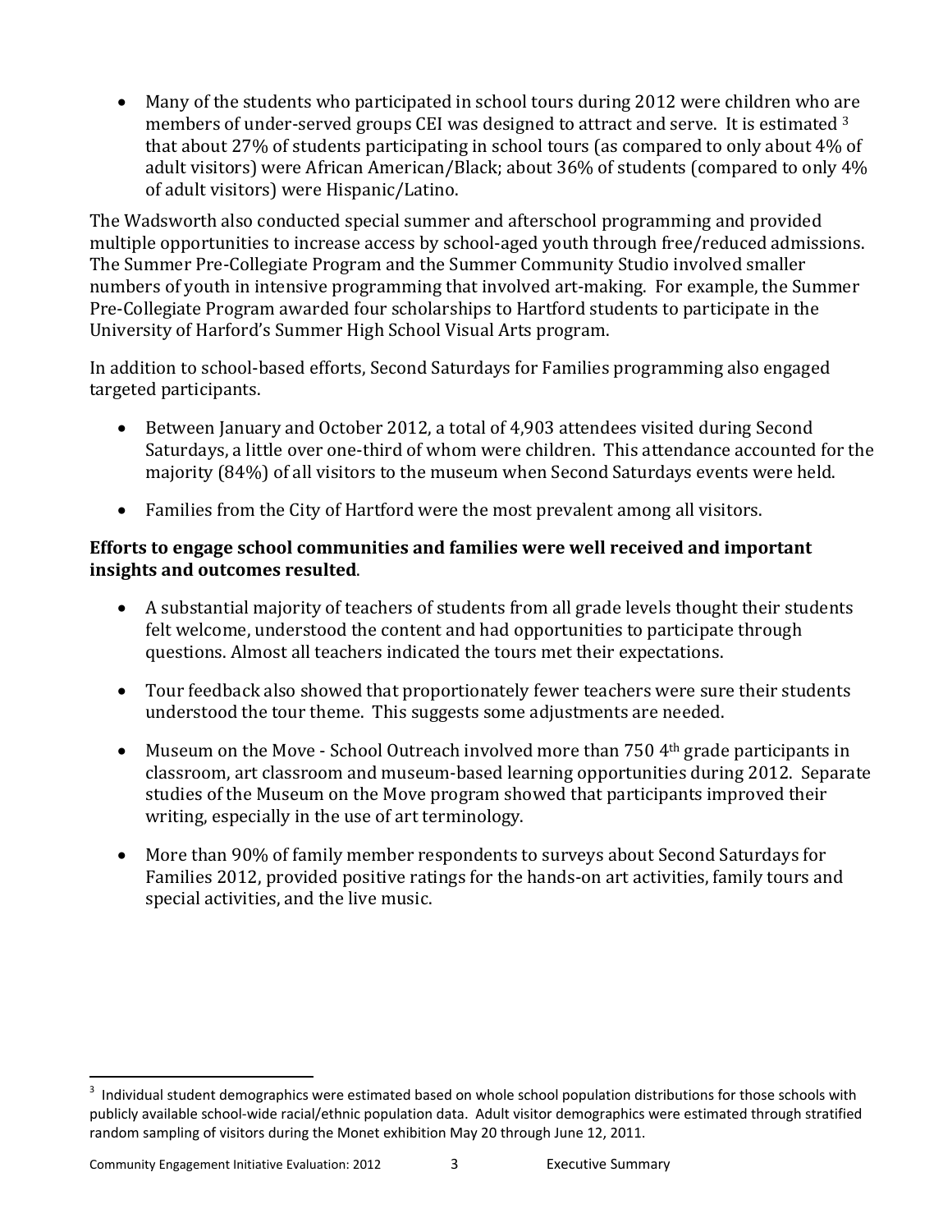- Many of the students who participated in school tours during 2012 were children who are members of under-served groups CEI was designed to attract and serve. It is estimated [3] that about 27% of students participating in school tours (as compared to only about 4% of adult visitors) were African American/Black; about 36% of students (compared to only 4% of adult visitors) were Hispanic/Latino.

The Wadsworth also conducted special summer and afterschool programming and provided multiple opportunities to increase access by school-aged youth through free/reduced admissions. The Summer Pre-Collegiate Program and the Summer Community Studio involved smaller numbers of youth in intensive programming that involved art-making. For example, the Summer Pre-Collegiate Program awarded four scholarships to Hartford students to participate in the University of Harford's Summer High School Visual Arts program.

In addition to school-based efforts, Second Saturdays for Families programming also engaged targeted participants.

- Between January and October 2012, a total of 4,903 attendees visited during Second Saturdays, a little over one-third of whom were children. This attendance accounted for the majority (84%) of all visitors to the museum when Second Saturdays events were held.
- Families from the City of Hartford were the most prevalent among all visitors.

**Efforts to engage school communities and families were well received and important insights and outcomes resulted**.

- A substantial majority of teachers of students from all grade levels thought their students felt welcome, understood the content and had opportunities to participate through questions. Almost all teachers indicated the tours met their expectations.
- Tour feedback also showed that proportionately fewer teachers were sure their students understood the tour theme. This suggests some adjustments are needed.
- Museum on the Move - School Outreach involved more than 750 4th grade participants in classroom, art classroom and museum-based learning opportunities during 2012. Separate studies of the Museum on the Move program showed that participants improved their writing, especially in the use of art terminology.
- More than 90% of family member respondents to surveys about Second Saturdays for Families 2012, provided positive ratings for the hands-on art activities, family tours and special activities, and the live music.

[3] Individual student demographics were estimated based on whole school population distributions for those schools with publicly available school-wide racial/ethnic population data. Adult visitor demographics were estimated through stratified random sampling of visitors during the Monet exhibition May 20 through June 12, 2011.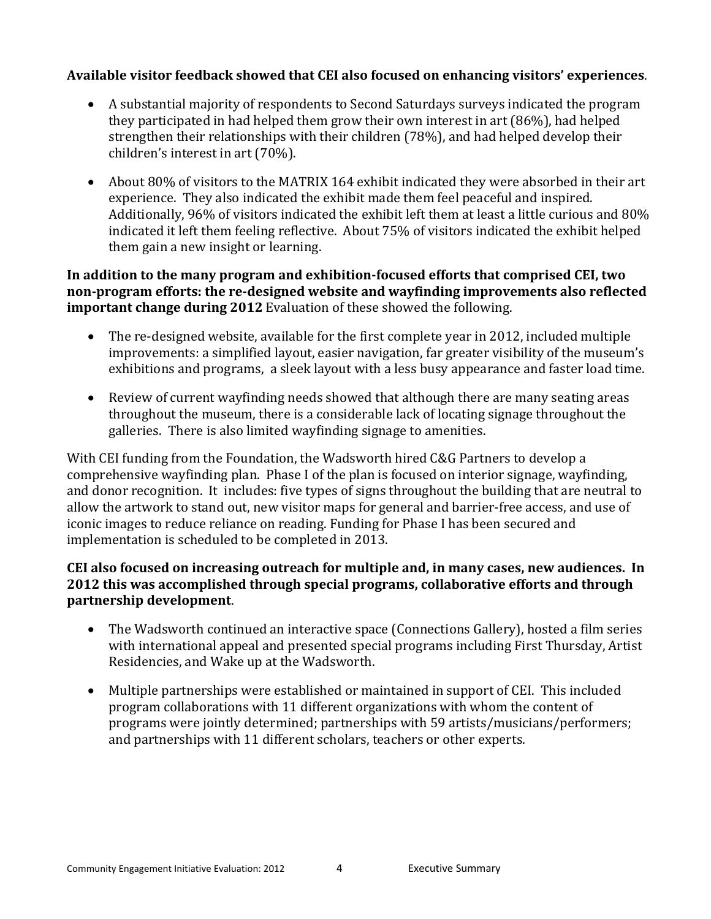**Available visitor feedback showed that CEI also focused on enhancing visitors' experiences**.

- A substantial majority of respondents to Second Saturdays surveys indicated the program they participated in had helped them grow their own interest in art (86%), had helped strengthen their relationships with their children (78%), and had helped develop their children's interest in art (70%).
- About 80% of visitors to the MATRIX 164 exhibit indicated they were absorbed in their art experience. They also indicated the exhibit made them feel peaceful and inspired. Additionally, 96% of visitors indicated the exhibit left them at least a little curious and 80% indicated it left them feeling reflective. About 75% of visitors indicated the exhibit helped them gain a new insight or learning.

**In addition to the many program and exhibition-focused efforts that comprised CEI, two non-program efforts: the re-designed website and wayfinding improvements also reflected important change during 2012** Evaluation of these showed the following.

- The re-designed website, available for the first complete year in 2012, included multiple improvements: a simplified layout, easier navigation, far greater visibility of the museum's exhibitions and programs, a sleek layout with a less busy appearance and faster load time.
- Review of current wayfinding needs showed that although there are many seating areas throughout the museum, there is a considerable lack of locating signage throughout the galleries. There is also limited wayfinding signage to amenities.

With CEI funding from the Foundation, the Wadsworth hired C&G Partners to develop a comprehensive wayfinding plan. Phase I of the plan is focused on interior signage, wayfinding, and donor recognition. It includes: five types of signs throughout the building that are neutral to allow the artwork to stand out, new visitor maps for general and barrier-free access, and use of iconic images to reduce reliance on reading. Funding for Phase I has been secured and implementation is scheduled to be completed in 2013.

**CEI also focused on increasing outreach for multiple and, in many cases, new audiences. In 2012 this was accomplished through special programs, collaborative efforts and through partnership development**.

- The Wadsworth continued an interactive space (Connections Gallery), hosted a film series with international appeal and presented special programs including First Thursday, Artist Residencies, and Wake up at the Wadsworth.
- Multiple partnerships were established or maintained in support of CEI. This included program collaborations with 11 different organizations with whom the content of programs were jointly determined; partnerships with 59 artists/musicians/performers; and partnerships with 11 different scholars, teachers or other experts.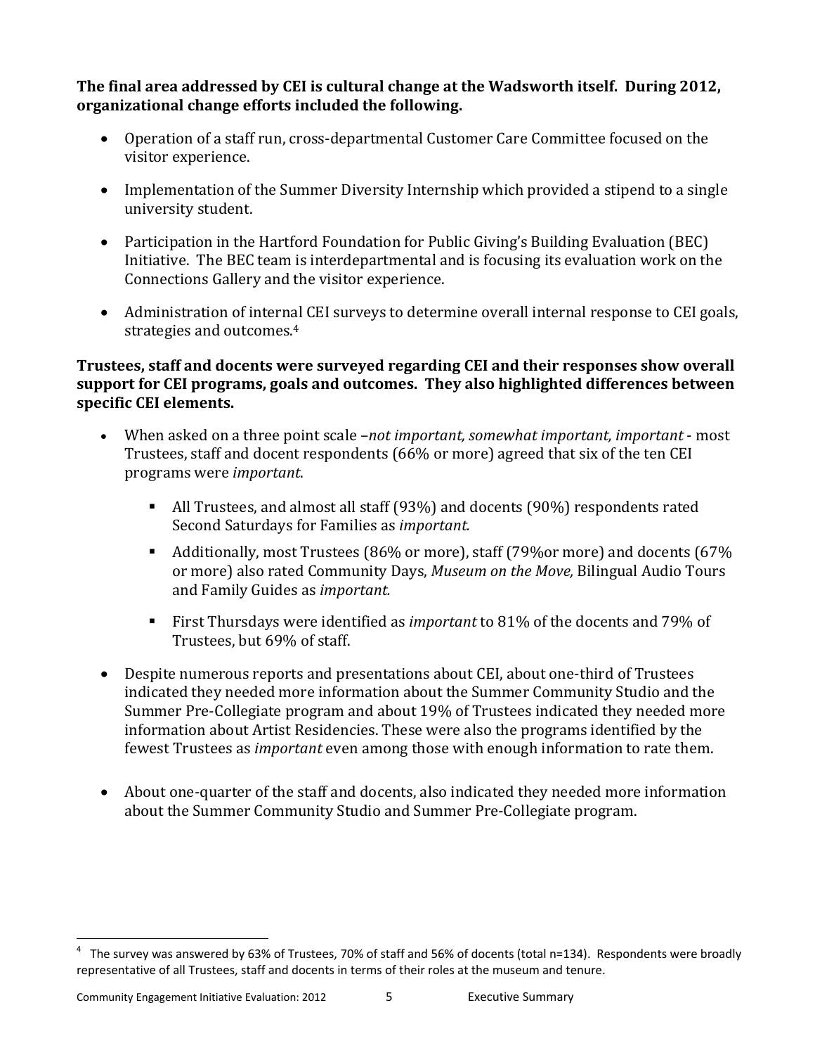**The final area addressed by CEI is cultural change at the Wadsworth itself. During 2012, organizational change efforts included the following.**

- Operation of a staff run, cross-departmental Customer Care Committee focused on the visitor experience.
- Implementation of the Summer Diversity Internship which provided a stipend to a single university student.
- Participation in the Hartford Foundation for Public Giving's Building Evaluation (BEC) Initiative. The BEC team is interdepartmental and is focusing its evaluation work on the Connections Gallery and the visitor experience.
- Administration of internal CEI surveys to determine overall internal response to CEI goals, strategies and outcomes.[4]

**Trustees, staff and docents were surveyed regarding CEI and their responses show overall support for CEI programs, goals and outcomes. They also highlighted differences between specific CEI elements.**

- When asked on a three point scale –*not important, somewhat important, important* - most Trustees, staff and docent respondents (66% or more) agreed that six of the ten CEI programs were *important*.
  - All Trustees, and almost all staff (93%) and docents (90%) respondents rated Second Saturdays for Families as *important.*
  - Additionally, most Trustees (86% or more), staff (79%or more) and docents (67% or more) also rated Community Days, *Museum on the Move,* Bilingual Audio Tours and Family Guides as *important.*
  - First Thursdays were identified as *important* to 81% of the docents and 79% of Trustees, but 69% of staff.
- Despite numerous reports and presentations about CEI, about one-third of Trustees indicated they needed more information about the Summer Community Studio and the Summer Pre-Collegiate program and about 19% of Trustees indicated they needed more information about Artist Residencies. These were also the programs identified by the fewest Trustees as *important* even among those with enough information to rate them.
- About one-quarter of the staff and docents, also indicated they needed more information about the Summer Community Studio and Summer Pre-Collegiate program.

[4] The survey was answered by 63% of Trustees, 70% of staff and 56% of docents (total n=134). Respondents were broadly representative of all Trustees, staff and docents in terms of their roles at the museum and tenure.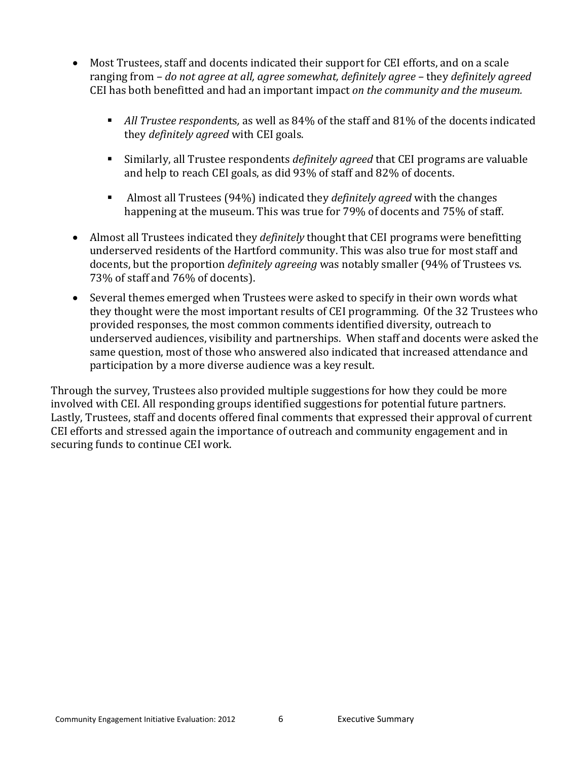- Most Trustees, staff and docents indicated their support for CEI efforts, and on a scale ranging from – *do not agree at all, agree somewhat, definitely agree* – they *definitely agreed* CEI has both benefitted and had an important impact *on the community and the museum.*
    - *All Trustee responden*ts*,* as well as 84% of the staff and 81% of the docents indicated they *definitely agreed* with CEI goals.
    - Similarly, all Trustee respondents *definitely agreed* that CEI programs are valuable and help to reach CEI goals, as did 93% of staff and 82% of docents.
    - Almost all Trustees (94%) indicated they *definitely agreed* with the changes happening at the museum. This was true for 79% of docents and 75% of staff.
- Almost all Trustees indicated they *definitely* thought that CEI programs were benefitting underserved residents of the Hartford community. This was also true for most staff and docents, but the proportion *definitely agreeing* was notably smaller (94% of Trustees vs. 73% of staff and 76% of docents).
- Several themes emerged when Trustees were asked to specify in their own words what they thought were the most important results of CEI programming. Of the 32 Trustees who provided responses, the most common comments identified diversity, outreach to underserved audiences, visibility and partnerships. When staff and docents were asked the same question, most of those who answered also indicated that increased attendance and participation by a more diverse audience was a key result.

Through the survey, Trustees also provided multiple suggestions for how they could be more involved with CEI. All responding groups identified suggestions for potential future partners. Lastly, Trustees, staff and docents offered final comments that expressed their approval of current CEI efforts and stressed again the importance of outreach and community engagement and in securing funds to continue CEI work.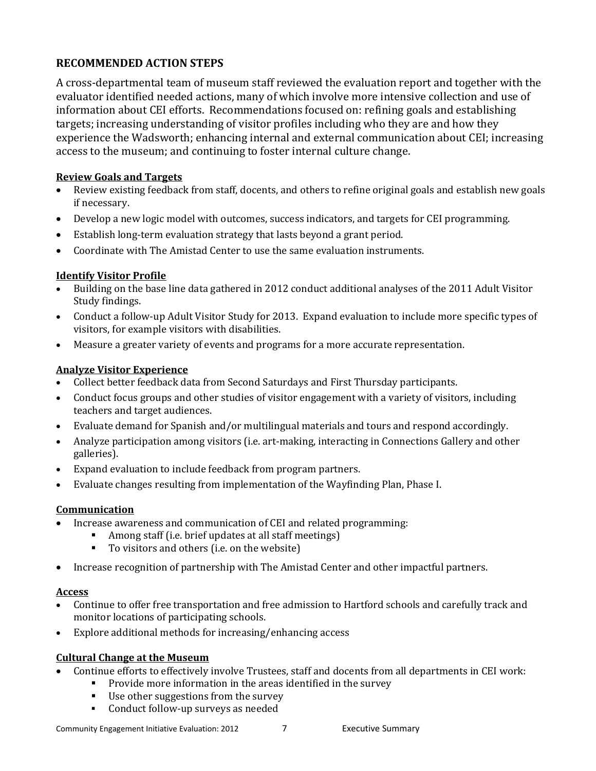## RECOMMENDED ACTION STEPS

A cross-departmental team of museum staff reviewed the evaluation report and together with the evaluator identified needed actions, many of which involve more intensive collection and use of information about CEI efforts. Recommendations focused on: refining goals and establishing targets; increasing understanding of visitor profiles including who they are and how they experience the Wadsworth; enhancing internal and external communication about CEI; increasing access to the museum; and continuing to foster internal culture change.

### Review Goals and Targets

- Review existing feedback from staff, docents, and others to refine original goals and establish new goals if necessary.
- Develop a new logic model with outcomes, success indicators, and targets for CEI programming.
- Establish long-term evaluation strategy that lasts beyond a grant period.
- Coordinate with The Amistad Center to use the same evaluation instruments.

### Identify Visitor Profile

- Building on the base line data gathered in 2012 conduct additional analyses of the 2011 Adult Visitor Study findings.
- Conduct a follow-up Adult Visitor Study for 2013. Expand evaluation to include more specific types of visitors, for example visitors with disabilities.
- Measure a greater variety of events and programs for a more accurate representation.

### Analyze Visitor Experience

- Collect better feedback data from Second Saturdays and First Thursday participants.
- Conduct focus groups and other studies of visitor engagement with a variety of visitors, including teachers and target audiences.
- Evaluate demand for Spanish and/or multilingual materials and tours and respond accordingly.
- Analyze participation among visitors (i.e. art-making, interacting in Connections Gallery and other galleries).
- Expand evaluation to include feedback from program partners.
- Evaluate changes resulting from implementation of the Wayfinding Plan, Phase I.

### Communication

- Increase awareness and communication of CEI and related programming:
  - Among staff (i.e. brief updates at all staff meetings)
  - To visitors and others (i.e. on the website)
- Increase recognition of partnership with The Amistad Center and other impactful partners.

### Access

- Continue to offer free transportation and free admission to Hartford schools and carefully track and monitor locations of participating schools.
- Explore additional methods for increasing/enhancing access

### Cultural Change at the Museum

- Continue efforts to effectively involve Trustees, staff and docents from all departments in CEI work:
  - Provide more information in the areas identified in the survey
  - Use other suggestions from the survey
  - Conduct follow-up surveys as needed